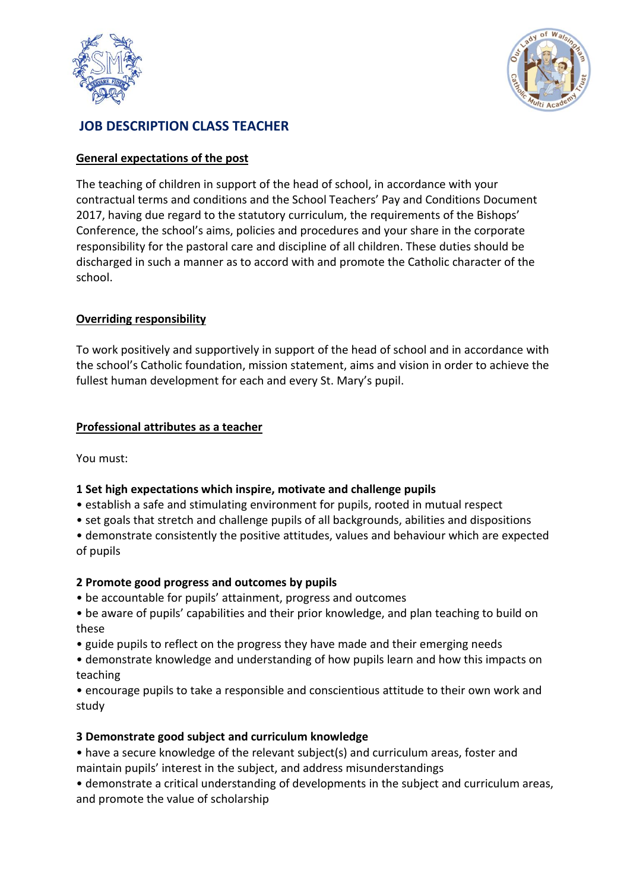# JOB DESCRIPTION CLASS TEACHER

## General expectations of the post

The teaching of children in support of the head of school, in accordance with your contractual terms and conditions and the School Teachers' Pay and Conditions Document 2017, having due regard to the statutory curriculum, the requirements of the Bishops' Conference, the school's aims, policies and procedures and your share in the corporate responsibility for the pastoral care and discipline of all children. These duties should be discharged in such a manner as to accord with and promote the Catholic character of the school.

## Overriding responsibility

To work positively and supportively in support of the head of school and in accordance with the school's Catholic foundation, mission statement, aims and vision in order to achieve the fullest human development for each and every St. Mary's pupil.

## Professional attributes as a teacher

You must:

**1 Set high expectations which inspire, motivate and challenge pupils**

- establish a safe and stimulating environment for pupils, rooted in mutual respect
- set goals that stretch and challenge pupils of all backgrounds, abilities and dispositions
- demonstrate consistently the positive attitudes, values and behaviour which are expected of pupils

**2 Promote good progress and outcomes by pupils**

- be accountable for pupils' attainment, progress and outcomes
- be aware of pupils' capabilities and their prior knowledge, and plan teaching to build on these
- guide pupils to reflect on the progress they have made and their emerging needs
- demonstrate knowledge and understanding of how pupils learn and how this impacts on teaching
- encourage pupils to take a responsible and conscientious attitude to their own work and study

**3 Demonstrate good subject and curriculum knowledge**

- have a secure knowledge of the relevant subject(s) and curriculum areas, foster and maintain pupils' interest in the subject, and address misunderstandings
- demonstrate a critical understanding of developments in the subject and curriculum areas, and promote the value of scholarship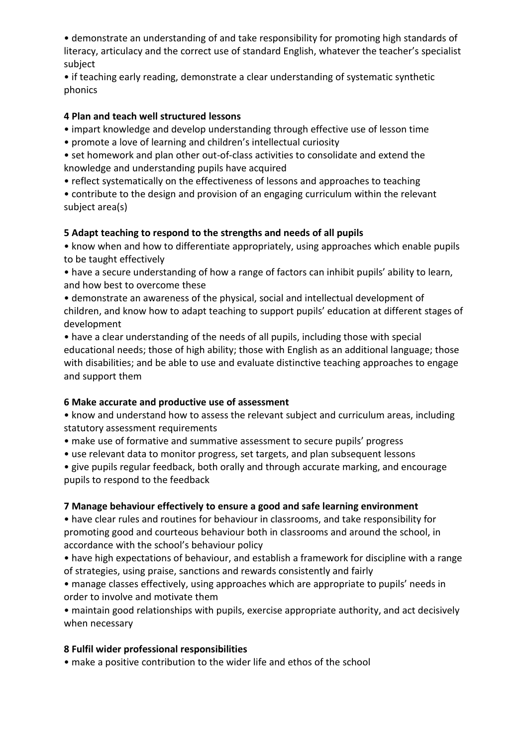- demonstrate an understanding of and take responsibility for promoting high standards of literacy, articulacy and the correct use of standard English, whatever the teacher's specialist subject
- if teaching early reading, demonstrate a clear understanding of systematic synthetic phonics

**4 Plan and teach well structured lessons**

- impart knowledge and develop understanding through effective use of lesson time
- promote a love of learning and children's intellectual curiosity
- set homework and plan other out-of-class activities to consolidate and extend the knowledge and understanding pupils have acquired
- reflect systematically on the effectiveness of lessons and approaches to teaching
- contribute to the design and provision of an engaging curriculum within the relevant subject area(s)

**5 Adapt teaching to respond to the strengths and needs of all pupils**

- know when and how to differentiate appropriately, using approaches which enable pupils to be taught effectively
- have a secure understanding of how a range of factors can inhibit pupils' ability to learn, and how best to overcome these
- demonstrate an awareness of the physical, social and intellectual development of children, and know how to adapt teaching to support pupils' education at different stages of development
- have a clear understanding of the needs of all pupils, including those with special educational needs; those of high ability; those with English as an additional language; those with disabilities; and be able to use and evaluate distinctive teaching approaches to engage and support them

**6 Make accurate and productive use of assessment**

- know and understand how to assess the relevant subject and curriculum areas, including statutory assessment requirements
- make use of formative and summative assessment to secure pupils' progress
- use relevant data to monitor progress, set targets, and plan subsequent lessons
- give pupils regular feedback, both orally and through accurate marking, and encourage pupils to respond to the feedback

**7 Manage behaviour effectively to ensure a good and safe learning environment**

- have clear rules and routines for behaviour in classrooms, and take responsibility for promoting good and courteous behaviour both in classrooms and around the school, in accordance with the school's behaviour policy
- have high expectations of behaviour, and establish a framework for discipline with a range of strategies, using praise, sanctions and rewards consistently and fairly
- manage classes effectively, using approaches which are appropriate to pupils' needs in order to involve and motivate them
- maintain good relationships with pupils, exercise appropriate authority, and act decisively when necessary

**8 Fulfil wider professional responsibilities**

- make a positive contribution to the wider life and ethos of the school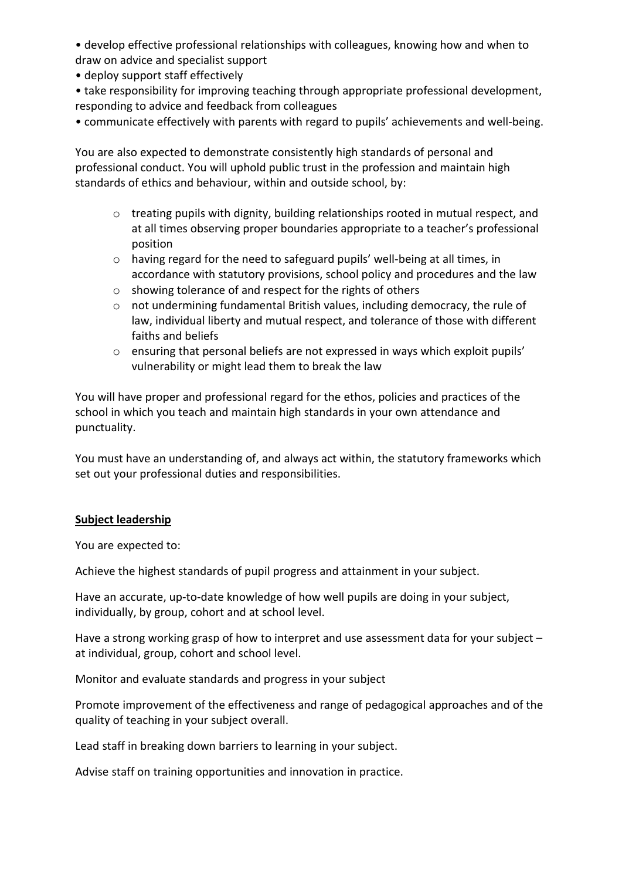- develop effective professional relationships with colleagues, knowing how and when to draw on advice and specialist support
- deploy support staff effectively
- take responsibility for improving teaching through appropriate professional development, responding to advice and feedback from colleagues
- communicate effectively with parents with regard to pupils' achievements and well-being.

You are also expected to demonstrate consistently high standards of personal and professional conduct. You will uphold public trust in the profession and maintain high standards of ethics and behaviour, within and outside school, by:

- treating pupils with dignity, building relationships rooted in mutual respect, and at all times observing proper boundaries appropriate to a teacher's professional position
- having regard for the need to safeguard pupils' well-being at all times, in accordance with statutory provisions, school policy and procedures and the law
- showing tolerance of and respect for the rights of others
- not undermining fundamental British values, including democracy, the rule of law, individual liberty and mutual respect, and tolerance of those with different faiths and beliefs
- ensuring that personal beliefs are not expressed in ways which exploit pupils' vulnerability or might lead them to break the law

You will have proper and professional regard for the ethos, policies and practices of the school in which you teach and maintain high standards in your own attendance and punctuality.

You must have an understanding of, and always act within, the statutory frameworks which set out your professional duties and responsibilities.

## Subject leadership

You are expected to:

Achieve the highest standards of pupil progress and attainment in your subject.

Have an accurate, up-to-date knowledge of how well pupils are doing in your subject, individually, by group, cohort and at school level.

Have a strong working grasp of how to interpret and use assessment data for your subject – at individual, group, cohort and school level.

Monitor and evaluate standards and progress in your subject

Promote improvement of the effectiveness and range of pedagogical approaches and of the quality of teaching in your subject overall.

Lead staff in breaking down barriers to learning in your subject.

Advise staff on training opportunities and innovation in practice.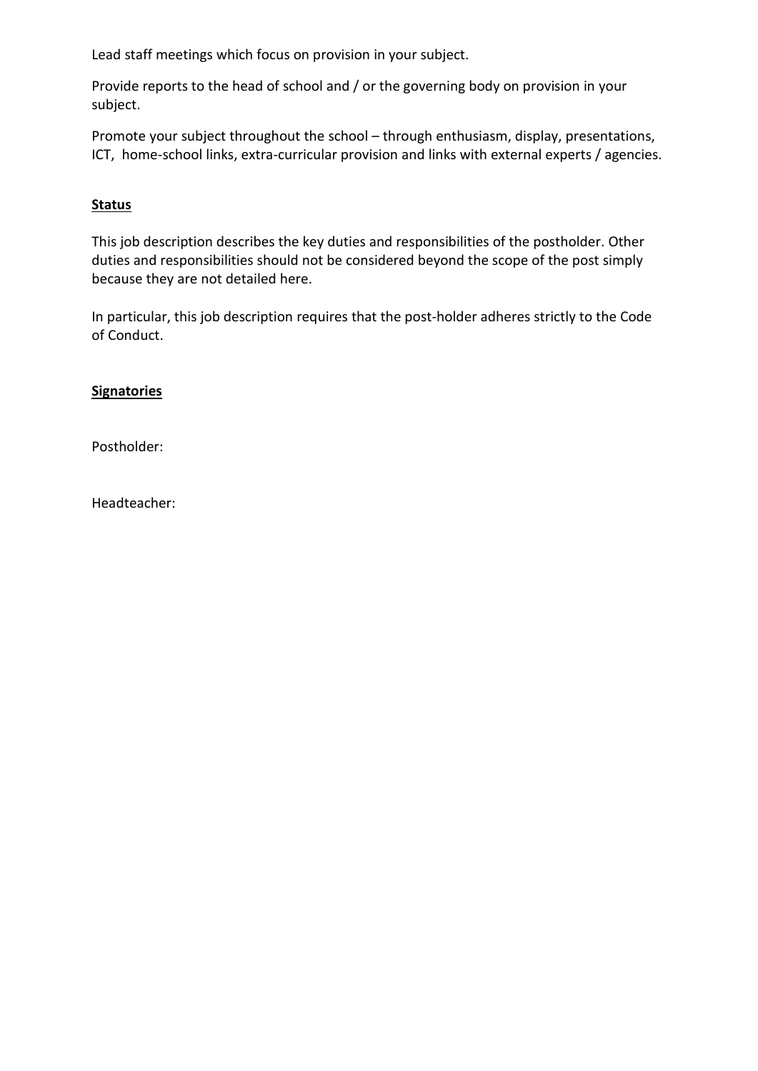Lead staff meetings which focus on provision in your subject.

Provide reports to the head of school and / or the governing body on provision in your subject.

Promote your subject throughout the school – through enthusiasm, display, presentations, ICT, home-school links, extra-curricular provision and links with external experts / agencies.

**Status**

This job description describes the key duties and responsibilities of the postholder. Other duties and responsibilities should not be considered beyond the scope of the post simply because they are not detailed here.

In particular, this job description requires that the post-holder adheres strictly to the Code of Conduct.

**Signatories**

Postholder:

Headteacher: